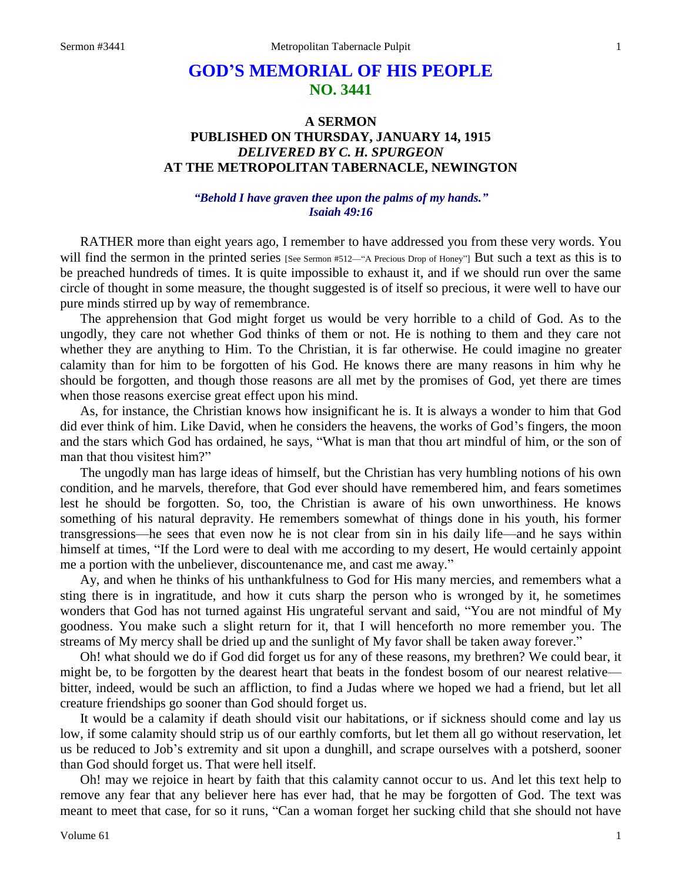# GOD'S MEMORIAL OF HIS PEOPLE
## NO. 3441

### A SERMON
### PUBLISHED ON THURSDAY, JANUARY 14, 1915
### *DELIVERED BY C. H. SPURGEON*
### AT THE METROPOLITAN TABERNACLE, NEWINGTON

***"Behold I have graven thee upon the palms of my hands." Isaiah 49:16***

RATHER more than eight years ago, I remember to have addressed you from these very words. You will find the sermon in the printed series [See Sermon #512—"A Precious Drop of Honey"] But such a text as this is to be preached hundreds of times. It is quite impossible to exhaust it, and if we should run over the same circle of thought in some measure, the thought suggested is of itself so precious, it were well to have our pure minds stirred up by way of remembrance.

The apprehension that God might forget us would be very horrible to a child of God. As to the ungodly, they care not whether God thinks of them or not. He is nothing to them and they care not whether they are anything to Him. To the Christian, it is far otherwise. He could imagine no greater calamity than for him to be forgotten of his God. He knows there are many reasons in him why he should be forgotten, and though those reasons are all met by the promises of God, yet there are times when those reasons exercise great effect upon his mind.

As, for instance, the Christian knows how insignificant he is. It is always a wonder to him that God did ever think of him. Like David, when he considers the heavens, the works of God's fingers, the moon and the stars which God has ordained, he says, "What is man that thou art mindful of him, or the son of man that thou visitest him?"

The ungodly man has large ideas of himself, but the Christian has very humbling notions of his own condition, and he marvels, therefore, that God ever should have remembered him, and fears sometimes lest he should be forgotten. So, too, the Christian is aware of his own unworthiness. He knows something of his natural depravity. He remembers somewhat of things done in his youth, his former transgressions—he sees that even now he is not clear from sin in his daily life—and he says within himself at times, "If the Lord were to deal with me according to my desert, He would certainly appoint me a portion with the unbeliever, discountenance me, and cast me away."

Ay, and when he thinks of his unthankfulness to God for His many mercies, and remembers what a sting there is in ingratitude, and how it cuts sharp the person who is wronged by it, he sometimes wonders that God has not turned against His ungrateful servant and said, "You are not mindful of My goodness. You make such a slight return for it, that I will henceforth no more remember you. The streams of My mercy shall be dried up and the sunlight of My favor shall be taken away forever."

Oh! what should we do if God did forget us for any of these reasons, my brethren? We could bear, it might be, to be forgotten by the dearest heart that beats in the fondest bosom of our nearest relative—bitter, indeed, would be such an affliction, to find a Judas where we hoped we had a friend, but let all creature friendships go sooner than God should forget us.

It would be a calamity if death should visit our habitations, or if sickness should come and lay us low, if some calamity should strip us of our earthly comforts, but let them all go without reservation, let us be reduced to Job's extremity and sit upon a dunghill, and scrape ourselves with a potsherd, sooner than God should forget us. That were hell itself.

Oh! may we rejoice in heart by faith that this calamity cannot occur to us. And let this text help to remove any fear that any believer here has ever had, that he may be forgotten of God. The text was meant to meet that case, for so it runs, "Can a woman forget her sucking child that she should not have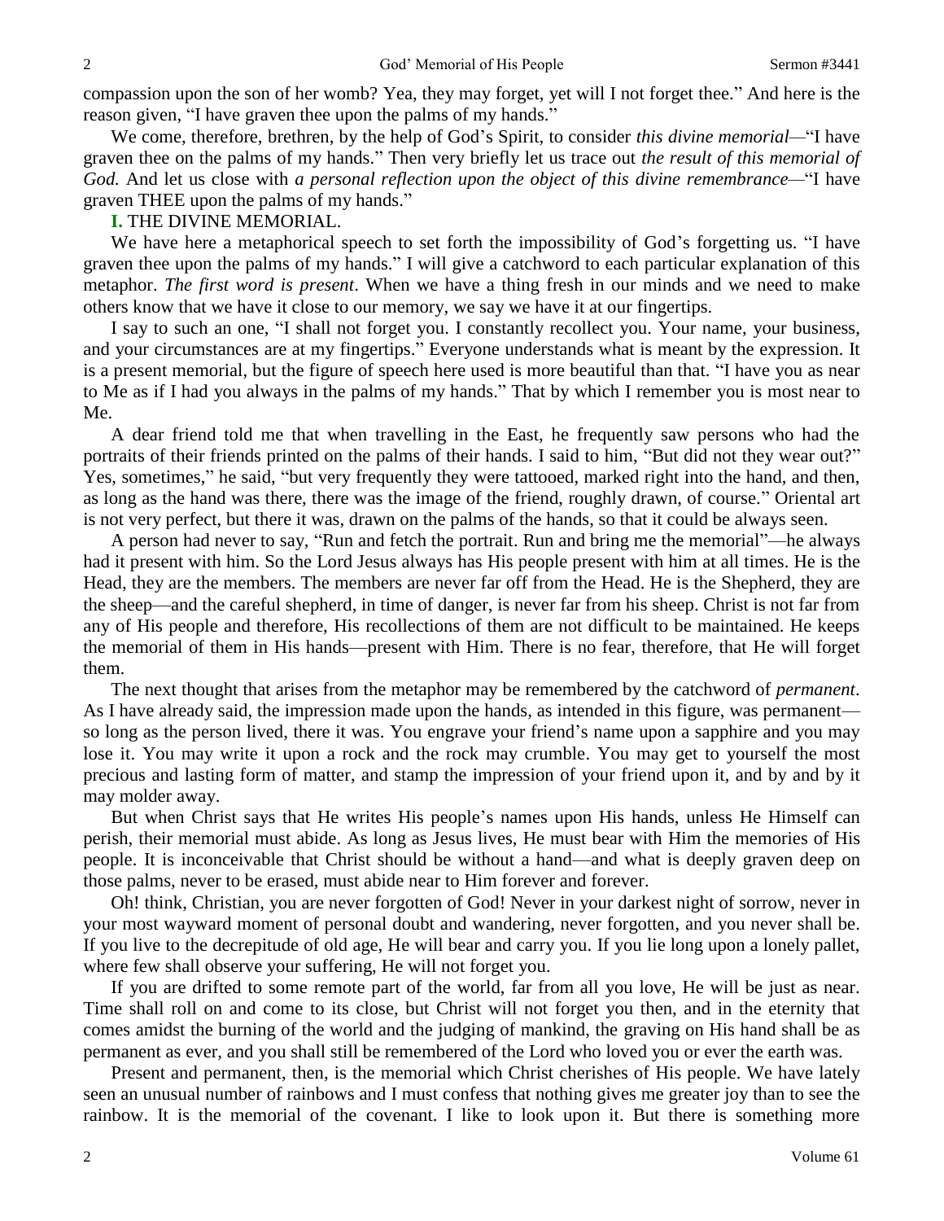compassion upon the son of her womb? Yea, they may forget, yet will I not forget thee." And here is the reason given, "I have graven thee upon the palms of my hands."

We come, therefore, brethren, by the help of God's Spirit, to consider *this divine memorial*—"I have graven thee on the palms of my hands." Then very briefly let us trace out *the result of this memorial of God.* And let us close with *a personal reflection upon the object of this divine remembrance*—"I have graven THEE upon the palms of my hands."

**I.** THE DIVINE MEMORIAL.

We have here a metaphorical speech to set forth the impossibility of God's forgetting us. "I have graven thee upon the palms of my hands." I will give a catchword to each particular explanation of this metaphor. *The first word is present*. When we have a thing fresh in our minds and we need to make others know that we have it close to our memory, we say we have it at our fingertips.

I say to such an one, "I shall not forget you. I constantly recollect you. Your name, your business, and your circumstances are at my fingertips." Everyone understands what is meant by the expression. It is a present memorial, but the figure of speech here used is more beautiful than that. "I have you as near to Me as if I had you always in the palms of my hands." That by which I remember you is most near to Me.

A dear friend told me that when travelling in the East, he frequently saw persons who had the portraits of their friends printed on the palms of their hands. I said to him, "But did not they wear out?" Yes, sometimes," he said, "but very frequently they were tattooed, marked right into the hand, and then, as long as the hand was there, there was the image of the friend, roughly drawn, of course." Oriental art is not very perfect, but there it was, drawn on the palms of the hands, so that it could be always seen.

A person had never to say, "Run and fetch the portrait. Run and bring me the memorial"—he always had it present with him. So the Lord Jesus always has His people present with him at all times. He is the Head, they are the members. The members are never far off from the Head. He is the Shepherd, they are the sheep—and the careful shepherd, in time of danger, is never far from his sheep. Christ is not far from any of His people and therefore, His recollections of them are not difficult to be maintained. He keeps the memorial of them in His hands—present with Him. There is no fear, therefore, that He will forget them.

The next thought that arises from the metaphor may be remembered by the catchword of *permanent*. As I have already said, the impression made upon the hands, as intended in this figure, was permanent—so long as the person lived, there it was. You engrave your friend's name upon a sapphire and you may lose it. You may write it upon a rock and the rock may crumble. You may get to yourself the most precious and lasting form of matter, and stamp the impression of your friend upon it, and by and by it may molder away.

But when Christ says that He writes His people's names upon His hands, unless He Himself can perish, their memorial must abide. As long as Jesus lives, He must bear with Him the memories of His people. It is inconceivable that Christ should be without a hand—and what is deeply graven deep on those palms, never to be erased, must abide near to Him forever and forever.

Oh! think, Christian, you are never forgotten of God! Never in your darkest night of sorrow, never in your most wayward moment of personal doubt and wandering, never forgotten, and you never shall be. If you live to the decrepitude of old age, He will bear and carry you. If you lie long upon a lonely pallet, where few shall observe your suffering, He will not forget you.

If you are drifted to some remote part of the world, far from all you love, He will be just as near. Time shall roll on and come to its close, but Christ will not forget you then, and in the eternity that comes amidst the burning of the world and the judging of mankind, the graving on His hand shall be as permanent as ever, and you shall still be remembered of the Lord who loved you or ever the earth was.

Present and permanent, then, is the memorial which Christ cherishes of His people. We have lately seen an unusual number of rainbows and I must confess that nothing gives me greater joy than to see the rainbow. It is the memorial of the covenant. I like to look upon it. But there is something more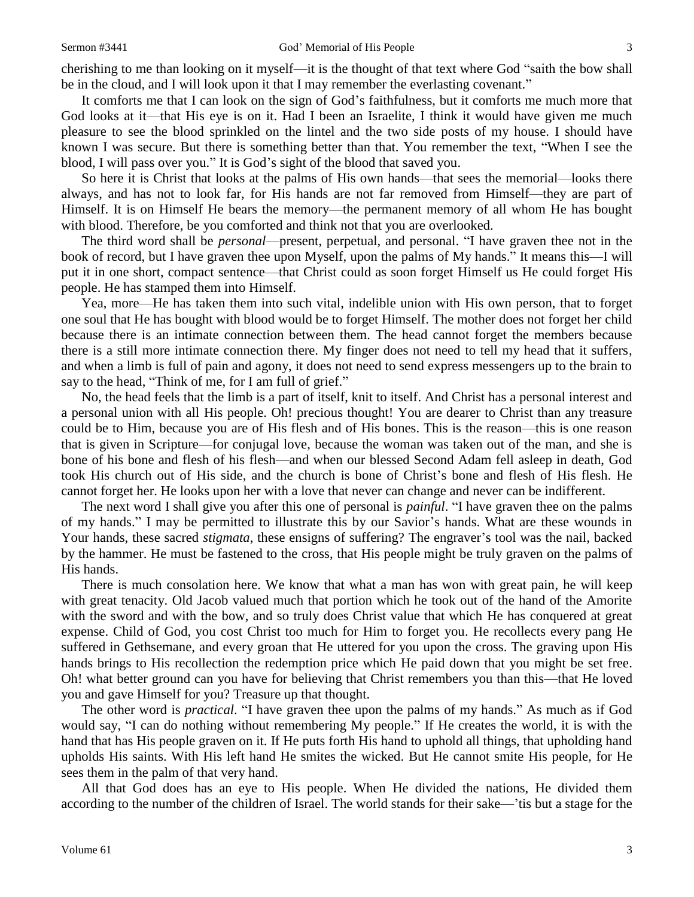cherishing to me than looking on it myself—it is the thought of that text where God "saith the bow shall be in the cloud, and I will look upon it that I may remember the everlasting covenant."

It comforts me that I can look on the sign of God's faithfulness, but it comforts me much more that God looks at it—that His eye is on it. Had I been an Israelite, I think it would have given me much pleasure to see the blood sprinkled on the lintel and the two side posts of my house. I should have known I was secure. But there is something better than that. You remember the text, "When I see the blood, I will pass over you." It is God's sight of the blood that saved you.

So here it is Christ that looks at the palms of His own hands—that sees the memorial—looks there always, and has not to look far, for His hands are not far removed from Himself—they are part of Himself. It is on Himself He bears the memory—the permanent memory of all whom He has bought with blood. Therefore, be you comforted and think not that you are overlooked.

The third word shall be *personal*—present, perpetual, and personal. "I have graven thee not in the book of record, but I have graven thee upon Myself, upon the palms of My hands." It means this—I will put it in one short, compact sentence—that Christ could as soon forget Himself us He could forget His people. He has stamped them into Himself.

Yea, more—He has taken them into such vital, indelible union with His own person, that to forget one soul that He has bought with blood would be to forget Himself. The mother does not forget her child because there is an intimate connection between them. The head cannot forget the members because there is a still more intimate connection there. My finger does not need to tell my head that it suffers, and when a limb is full of pain and agony, it does not need to send express messengers up to the brain to say to the head, "Think of me, for I am full of grief."

No, the head feels that the limb is a part of itself, knit to itself. And Christ has a personal interest and a personal union with all His people. Oh! precious thought! You are dearer to Christ than any treasure could be to Him, because you are of His flesh and of His bones. This is the reason—this is one reason that is given in Scripture—for conjugal love, because the woman was taken out of the man, and she is bone of his bone and flesh of his flesh—and when our blessed Second Adam fell asleep in death, God took His church out of His side, and the church is bone of Christ's bone and flesh of His flesh. He cannot forget her. He looks upon her with a love that never can change and never can be indifferent.

The next word I shall give you after this one of personal is *painful*. "I have graven thee on the palms of my hands." I may be permitted to illustrate this by our Savior's hands. What are these wounds in Your hands, these sacred *stigmata*, these ensigns of suffering? The engraver's tool was the nail, backed by the hammer. He must be fastened to the cross, that His people might be truly graven on the palms of His hands.

There is much consolation here. We know that what a man has won with great pain, he will keep with great tenacity. Old Jacob valued much that portion which he took out of the hand of the Amorite with the sword and with the bow, and so truly does Christ value that which He has conquered at great expense. Child of God, you cost Christ too much for Him to forget you. He recollects every pang He suffered in Gethsemane, and every groan that He uttered for you upon the cross. The graving upon His hands brings to His recollection the redemption price which He paid down that you might be set free. Oh! what better ground can you have for believing that Christ remembers you than this—that He loved you and gave Himself for you? Treasure up that thought.

The other word is *practical*. "I have graven thee upon the palms of my hands." As much as if God would say, "I can do nothing without remembering My people." If He creates the world, it is with the hand that has His people graven on it. If He puts forth His hand to uphold all things, that upholding hand upholds His saints. With His left hand He smites the wicked. But He cannot smite His people, for He sees them in the palm of that very hand.

All that God does has an eye to His people. When He divided the nations, He divided them according to the number of the children of Israel. The world stands for their sake—'tis but a stage for the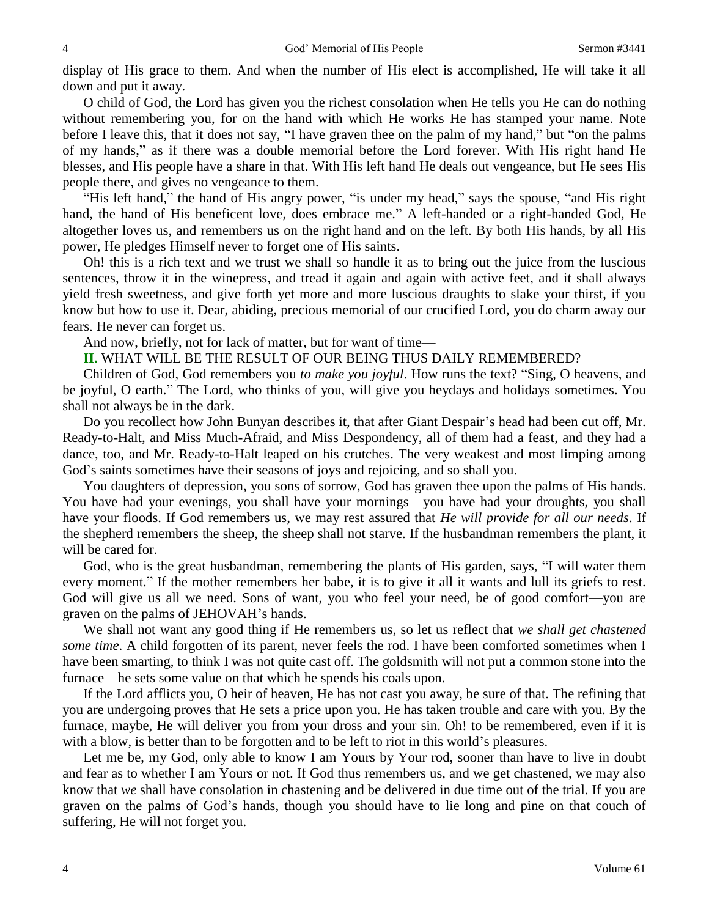display of His grace to them. And when the number of His elect is accomplished, He will take it all down and put it away.

O child of God, the Lord has given you the richest consolation when He tells you He can do nothing without remembering you, for on the hand with which He works He has stamped your name. Note before I leave this, that it does not say, "I have graven thee on the palm of my hand," but "on the palms of my hands," as if there was a double memorial before the Lord forever. With His right hand He blesses, and His people have a share in that. With His left hand He deals out vengeance, but He sees His people there, and gives no vengeance to them.

"His left hand," the hand of His angry power, "is under my head," says the spouse, "and His right hand, the hand of His beneficent love, does embrace me." A left-handed or a right-handed God, He altogether loves us, and remembers us on the right hand and on the left. By both His hands, by all His power, He pledges Himself never to forget one of His saints.

Oh! this is a rich text and we trust we shall so handle it as to bring out the juice from the luscious sentences, throw it in the winepress, and tread it again and again with active feet, and it shall always yield fresh sweetness, and give forth yet more and more luscious draughts to slake your thirst, if you know but how to use it. Dear, abiding, precious memorial of our crucified Lord, you do charm away our fears. He never can forget us.

And now, briefly, not for lack of matter, but for want of time—

**II.** WHAT WILL BE THE RESULT OF OUR BEING THUS DAILY REMEMBERED?

Children of God, God remembers you *to make you joyful*. How runs the text? "Sing, O heavens, and be joyful, O earth." The Lord, who thinks of you, will give you heydays and holidays sometimes. You shall not always be in the dark.

Do you recollect how John Bunyan describes it, that after Giant Despair's head had been cut off, Mr. Ready-to-Halt, and Miss Much-Afraid, and Miss Despondency, all of them had a feast, and they had a dance, too, and Mr. Ready-to-Halt leaped on his crutches. The very weakest and most limping among God's saints sometimes have their seasons of joys and rejoicing, and so shall you.

You daughters of depression, you sons of sorrow, God has graven thee upon the palms of His hands. You have had your evenings, you shall have your mornings—you have had your droughts, you shall have your floods. If God remembers us, we may rest assured that *He will provide for all our needs*. If the shepherd remembers the sheep, the sheep shall not starve. If the husbandman remembers the plant, it will be cared for.

God, who is the great husbandman, remembering the plants of His garden, says, "I will water them every moment." If the mother remembers her babe, it is to give it all it wants and lull its griefs to rest. God will give us all we need. Sons of want, you who feel your need, be of good comfort—you are graven on the palms of JEHOVAH's hands.

We shall not want any good thing if He remembers us, so let us reflect that *we shall get chastened some time*. A child forgotten of its parent, never feels the rod. I have been comforted sometimes when I have been smarting, to think I was not quite cast off. The goldsmith will not put a common stone into the furnace—he sets some value on that which he spends his coals upon.

If the Lord afflicts you, O heir of heaven, He has not cast you away, be sure of that. The refining that you are undergoing proves that He sets a price upon you. He has taken trouble and care with you. By the furnace, maybe, He will deliver you from your dross and your sin. Oh! to be remembered, even if it is with a blow, is better than to be forgotten and to be left to riot in this world's pleasures.

Let me be, my God, only able to know I am Yours by Your rod, sooner than have to live in doubt and fear as to whether I am Yours or not. If God thus remembers us, and we get chastened, we may also know that *we* shall have consolation in chastening and be delivered in due time out of the trial. If you are graven on the palms of God's hands, though you should have to lie long and pine on that couch of suffering, He will not forget you.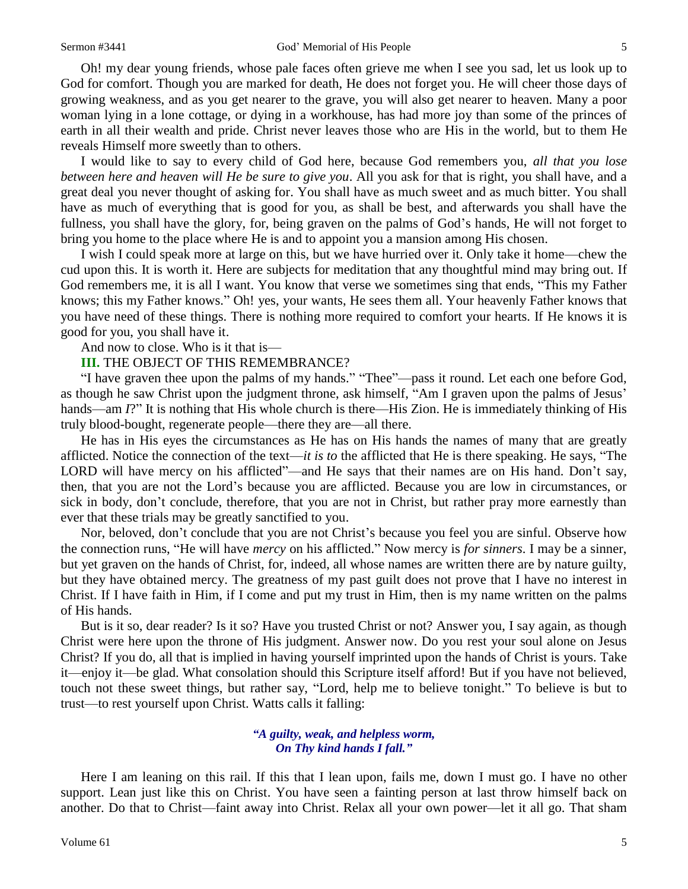Oh! my dear young friends, whose pale faces often grieve me when I see you sad, let us look up to God for comfort. Though you are marked for death, He does not forget you. He will cheer those days of growing weakness, and as you get nearer to the grave, you will also get nearer to heaven. Many a poor woman lying in a lone cottage, or dying in a workhouse, has had more joy than some of the princes of earth in all their wealth and pride. Christ never leaves those who are His in the world, but to them He reveals Himself more sweetly than to others.

I would like to say to every child of God here, because God remembers you, *all that you lose between here and heaven will He be sure to give you*. All you ask for that is right, you shall have, and a great deal you never thought of asking for. You shall have as much sweet and as much bitter. You shall have as much of everything that is good for you, as shall be best, and afterwards you shall have the fullness, you shall have the glory, for, being graven on the palms of God's hands, He will not forget to bring you home to the place where He is and to appoint you a mansion among His chosen.

I wish I could speak more at large on this, but we have hurried over it. Only take it home—chew the cud upon this. It is worth it. Here are subjects for meditation that any thoughtful mind may bring out. If God remembers me, it is all I want. You know that verse we sometimes sing that ends, "This my Father knows; this my Father knows." Oh! yes, your wants, He sees them all. Your heavenly Father knows that you have need of these things. There is nothing more required to comfort your hearts. If He knows it is good for you, you shall have it.

And now to close. Who is it that is—

**III.** THE OBJECT OF THIS REMEMBRANCE?

"I have graven thee upon the palms of my hands." "Thee"—pass it round. Let each one before God, as though he saw Christ upon the judgment throne, ask himself, "Am I graven upon the palms of Jesus' hands—am *I*?" It is nothing that His whole church is there—His Zion. He is immediately thinking of His truly blood-bought, regenerate people—there they are—all there.

He has in His eyes the circumstances as He has on His hands the names of many that are greatly afflicted. Notice the connection of the text—*it is to* the afflicted that He is there speaking. He says, "The LORD will have mercy on his afflicted"—and He says that their names are on His hand. Don't say, then, that you are not the Lord's because you are afflicted. Because you are low in circumstances, or sick in body, don't conclude, therefore, that you are not in Christ, but rather pray more earnestly than ever that these trials may be greatly sanctified to you.

Nor, beloved, don't conclude that you are not Christ's because you feel you are sinful. Observe how the connection runs, "He will have *mercy* on his afflicted." Now mercy is *for sinners*. I may be a sinner, but yet graven on the hands of Christ, for, indeed, all whose names are written there are by nature guilty, but they have obtained mercy. The greatness of my past guilt does not prove that I have no interest in Christ. If I have faith in Him, if I come and put my trust in Him, then is my name written on the palms of His hands.

But is it so, dear reader? Is it so? Have you trusted Christ or not? Answer you, I say again, as though Christ were here upon the throne of His judgment. Answer now. Do you rest your soul alone on Jesus Christ? If you do, all that is implied in having yourself imprinted upon the hands of Christ is yours. Take it—enjoy it—be glad. What consolation should this Scripture itself afford! But if you have not believed, touch not these sweet things, but rather say, "Lord, help me to believe tonight." To believe is but to trust—to rest yourself upon Christ. Watts calls it falling:

> ***"A guilty, weak, and helpless worm,***
> ***On Thy kind hands I fall."***

Here I am leaning on this rail. If this that I lean upon, fails me, down I must go. I have no other support. Lean just like this on Christ. You have seen a fainting person at last throw himself back on another. Do that to Christ—faint away into Christ. Relax all your own power—let it all go. That sham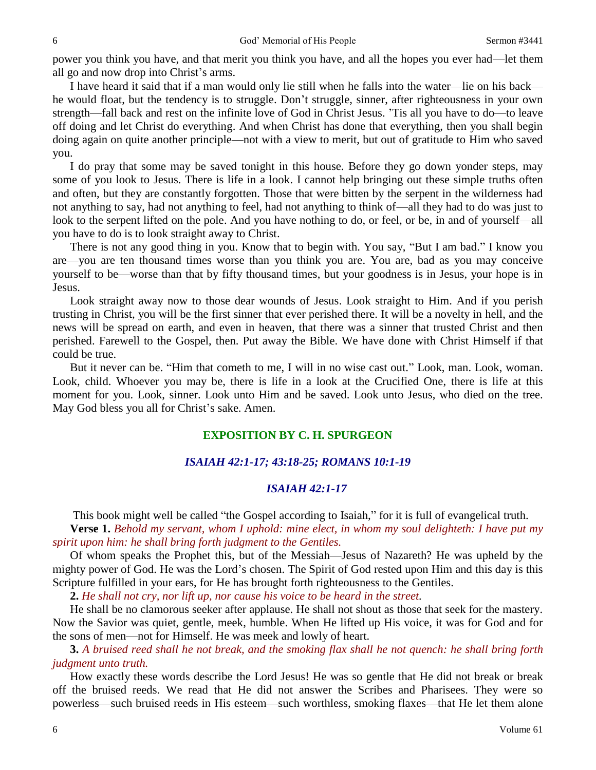power you think you have, and that merit you think you have, and all the hopes you ever had—let them all go and now drop into Christ's arms.

I have heard it said that if a man would only lie still when he falls into the water—lie on his back—he would float, but the tendency is to struggle. Don't struggle, sinner, after righteousness in your own strength—fall back and rest on the infinite love of God in Christ Jesus. 'Tis all you have to do—to leave off doing and let Christ do everything. And when Christ has done that everything, then you shall begin doing again on quite another principle—not with a view to merit, but out of gratitude to Him who saved you.

I do pray that some may be saved tonight in this house. Before they go down yonder steps, may some of you look to Jesus. There is life in a look. I cannot help bringing out these simple truths often and often, but they are constantly forgotten. Those that were bitten by the serpent in the wilderness had not anything to say, had not anything to feel, had not anything to think of—all they had to do was just to look to the serpent lifted on the pole. And you have nothing to do, or feel, or be, in and of yourself—all you have to do is to look straight away to Christ.

There is not any good thing in you. Know that to begin with. You say, "But I am bad." I know you are—you are ten thousand times worse than you think you are. You are, bad as you may conceive yourself to be—worse than that by fifty thousand times, but your goodness is in Jesus, your hope is in Jesus.

Look straight away now to those dear wounds of Jesus. Look straight to Him. And if you perish trusting in Christ, you will be the first sinner that ever perished there. It will be a novelty in hell, and the news will be spread on earth, and even in heaven, that there was a sinner that trusted Christ and then perished. Farewell to the Gospel, then. Put away the Bible. We have done with Christ Himself if that could be true.

But it never can be. "Him that cometh to me, I will in no wise cast out." Look, man. Look, woman. Look, child. Whoever you may be, there is life in a look at the Crucified One, there is life at this moment for you. Look, sinner. Look unto Him and be saved. Look unto Jesus, who died on the tree. May God bless you all for Christ's sake. Amen.

## EXPOSITION BY C. H. SPURGEON

### *ISAIAH 42:1-17; 43:18-25; ROMANS 10:1-19*

### *ISAIAH 42:1-17*

This book might well be called "the Gospel according to Isaiah," for it is full of evangelical truth.

**Verse 1.** *Behold my servant, whom I uphold: mine elect, in whom my soul delighteth: I have put my spirit upon him: he shall bring forth judgment to the Gentiles.*

Of whom speaks the Prophet this, but of the Messiah—Jesus of Nazareth? He was upheld by the mighty power of God. He was the Lord's chosen. The Spirit of God rested upon Him and this day is this Scripture fulfilled in your ears, for He has brought forth righteousness to the Gentiles.

**2.** *He shall not cry, nor lift up, nor cause his voice to be heard in the street.*

He shall be no clamorous seeker after applause. He shall not shout as those that seek for the mastery. Now the Savior was quiet, gentle, meek, humble. When He lifted up His voice, it was for God and for the sons of men—not for Himself. He was meek and lowly of heart.

**3.** *A bruised reed shall he not break, and the smoking flax shall he not quench: he shall bring forth judgment unto truth.*

How exactly these words describe the Lord Jesus! He was so gentle that He did not break or break off the bruised reeds. We read that He did not answer the Scribes and Pharisees. They were so powerless—such bruised reeds in His esteem—such worthless, smoking flaxes—that He let them alone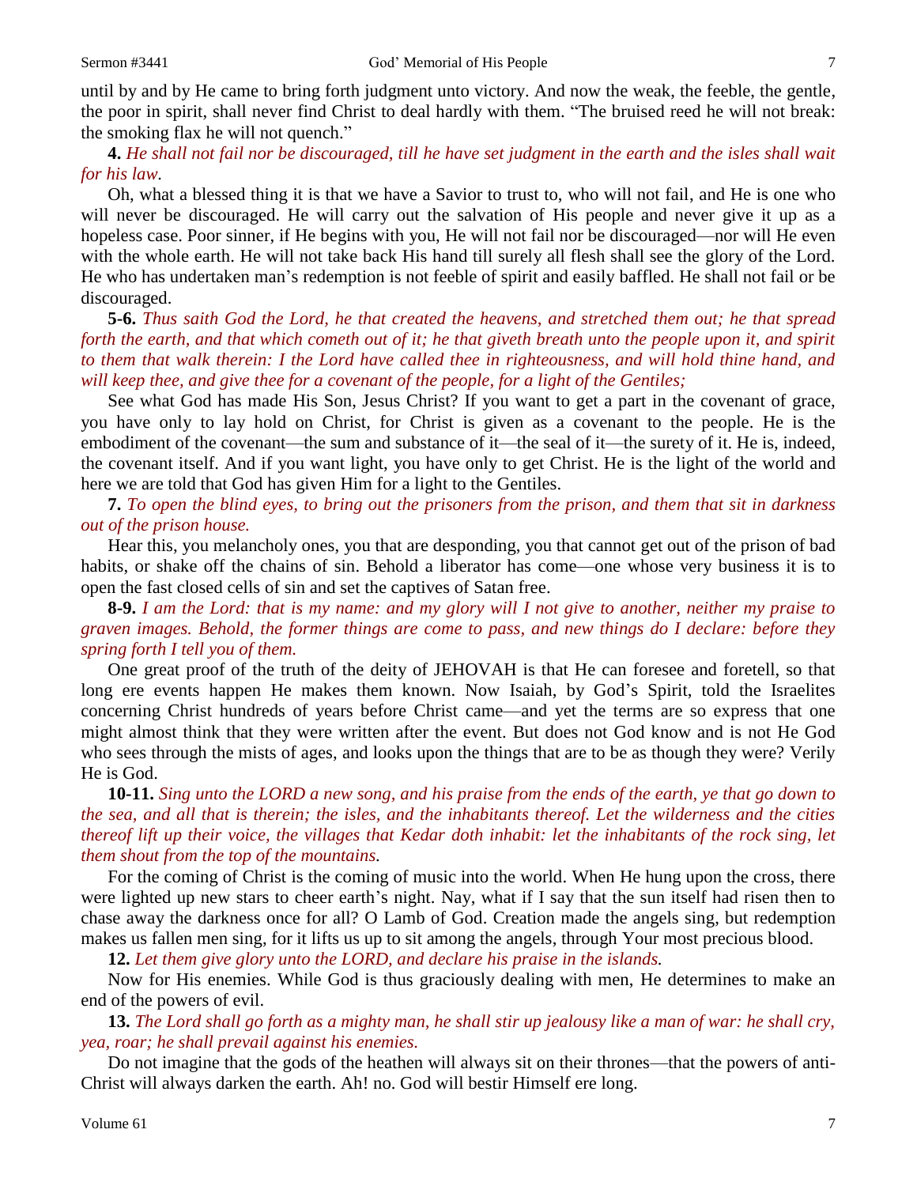until by and by He came to bring forth judgment unto victory. And now the weak, the feeble, the gentle, the poor in spirit, shall never find Christ to deal hardly with them. "The bruised reed he will not break: the smoking flax he will not quench."

**4.** *He shall not fail nor be discouraged, till he have set judgment in the earth and the isles shall wait for his law.*

Oh, what a blessed thing it is that we have a Savior to trust to, who will not fail, and He is one who will never be discouraged. He will carry out the salvation of His people and never give it up as a hopeless case. Poor sinner, if He begins with you, He will not fail nor be discouraged—nor will He even with the whole earth. He will not take back His hand till surely all flesh shall see the glory of the Lord. He who has undertaken man's redemption is not feeble of spirit and easily baffled. He shall not fail or be discouraged.

**5-6.** *Thus saith God the Lord, he that created the heavens, and stretched them out; he that spread forth the earth, and that which cometh out of it; he that giveth breath unto the people upon it, and spirit to them that walk therein: I the Lord have called thee in righteousness, and will hold thine hand, and will keep thee, and give thee for a covenant of the people, for a light of the Gentiles;*

See what God has made His Son, Jesus Christ? If you want to get a part in the covenant of grace, you have only to lay hold on Christ, for Christ is given as a covenant to the people. He is the embodiment of the covenant—the sum and substance of it—the seal of it—the surety of it. He is, indeed, the covenant itself. And if you want light, you have only to get Christ. He is the light of the world and here we are told that God has given Him for a light to the Gentiles.

**7.** *To open the blind eyes, to bring out the prisoners from the prison, and them that sit in darkness out of the prison house.*

Hear this, you melancholy ones, you that are desponding, you that cannot get out of the prison of bad habits, or shake off the chains of sin. Behold a liberator has come—one whose very business it is to open the fast closed cells of sin and set the captives of Satan free.

**8-9.** *I am the Lord: that is my name: and my glory will I not give to another, neither my praise to graven images. Behold, the former things are come to pass, and new things do I declare: before they spring forth I tell you of them.*

One great proof of the truth of the deity of JEHOVAH is that He can foresee and foretell, so that long ere events happen He makes them known. Now Isaiah, by God's Spirit, told the Israelites concerning Christ hundreds of years before Christ came—and yet the terms are so express that one might almost think that they were written after the event. But does not God know and is not He God who sees through the mists of ages, and looks upon the things that are to be as though they were? Verily He is God.

**10-11.** *Sing unto the LORD a new song, and his praise from the ends of the earth, ye that go down to the sea, and all that is therein; the isles, and the inhabitants thereof. Let the wilderness and the cities thereof lift up their voice, the villages that Kedar doth inhabit: let the inhabitants of the rock sing, let them shout from the top of the mountains.*

For the coming of Christ is the coming of music into the world. When He hung upon the cross, there were lighted up new stars to cheer earth's night. Nay, what if I say that the sun itself had risen then to chase away the darkness once for all? O Lamb of God. Creation made the angels sing, but redemption makes us fallen men sing, for it lifts us up to sit among the angels, through Your most precious blood.

**12.** *Let them give glory unto the LORD, and declare his praise in the islands.*

Now for His enemies. While God is thus graciously dealing with men, He determines to make an end of the powers of evil.

**13.** *The Lord shall go forth as a mighty man, he shall stir up jealousy like a man of war: he shall cry, yea, roar; he shall prevail against his enemies.*

Do not imagine that the gods of the heathen will always sit on their thrones—that the powers of anti-Christ will always darken the earth. Ah! no. God will bestir Himself ere long.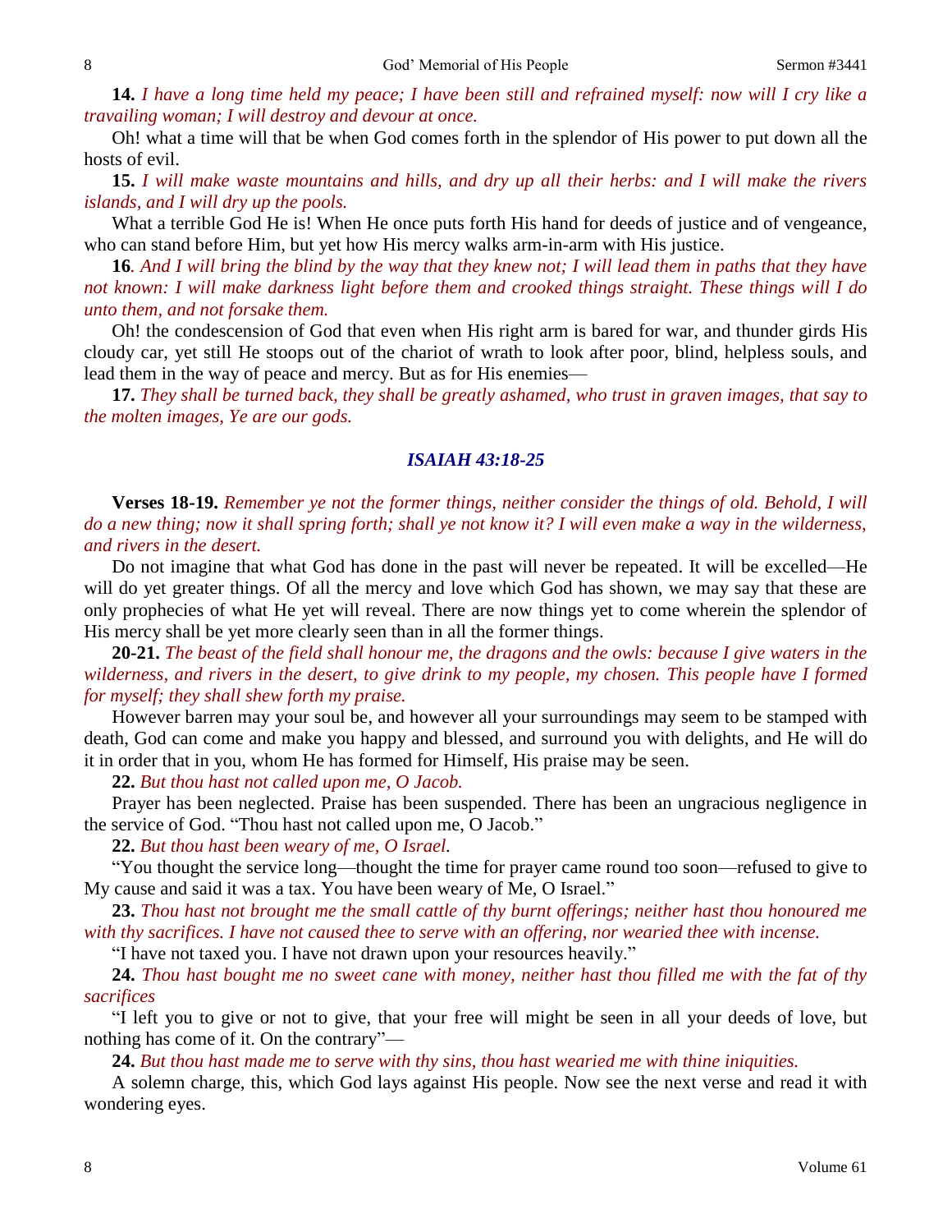**14.** *I have a long time held my peace; I have been still and refrained myself: now will I cry like a travailing woman; I will destroy and devour at once.*

Oh! what a time will that be when God comes forth in the splendor of His power to put down all the hosts of evil.

**15.** *I will make waste mountains and hills, and dry up all their herbs: and I will make the rivers islands, and I will dry up the pools.*

What a terrible God He is! When He once puts forth His hand for deeds of justice and of vengeance, who can stand before Him, but yet how His mercy walks arm-in-arm with His justice.

**16***. And I will bring the blind by the way that they knew not; I will lead them in paths that they have not known: I will make darkness light before them and crooked things straight. These things will I do unto them, and not forsake them.*

Oh! the condescension of God that even when His right arm is bared for war, and thunder girds His cloudy car, yet still He stoops out of the chariot of wrath to look after poor, blind, helpless souls, and lead them in the way of peace and mercy. But as for His enemies—

**17.** *They shall be turned back, they shall be greatly ashamed, who trust in graven images, that say to the molten images, Ye are our gods.*

## *ISAIAH 43:18-25*

**Verses 18-19.** *Remember ye not the former things, neither consider the things of old. Behold, I will do a new thing; now it shall spring forth; shall ye not know it? I will even make a way in the wilderness, and rivers in the desert.*

Do not imagine that what God has done in the past will never be repeated. It will be excelled—He will do yet greater things. Of all the mercy and love which God has shown, we may say that these are only prophecies of what He yet will reveal. There are now things yet to come wherein the splendor of His mercy shall be yet more clearly seen than in all the former things.

**20-21.** *The beast of the field shall honour me, the dragons and the owls: because I give waters in the wilderness, and rivers in the desert, to give drink to my people, my chosen. This people have I formed for myself; they shall shew forth my praise.*

However barren may your soul be, and however all your surroundings may seem to be stamped with death, God can come and make you happy and blessed, and surround you with delights, and He will do it in order that in you, whom He has formed for Himself, His praise may be seen.

**22.** *But thou hast not called upon me, O Jacob.*

Prayer has been neglected. Praise has been suspended. There has been an ungracious negligence in the service of God. "Thou hast not called upon me, O Jacob."

**22.** *But thou hast been weary of me, O Israel.*

"You thought the service long—thought the time for prayer came round too soon—refused to give to My cause and said it was a tax. You have been weary of Me, O Israel."

**23.** *Thou hast not brought me the small cattle of thy burnt offerings; neither hast thou honoured me with thy sacrifices. I have not caused thee to serve with an offering, nor wearied thee with incense.*

"I have not taxed you. I have not drawn upon your resources heavily."

**24.** *Thou hast bought me no sweet cane with money, neither hast thou filled me with the fat of thy sacrifices*

"I left you to give or not to give, that your free will might be seen in all your deeds of love, but nothing has come of it. On the contrary"—

**24.** *But thou hast made me to serve with thy sins, thou hast wearied me with thine iniquities.*

A solemn charge, this, which God lays against His people. Now see the next verse and read it with wondering eyes.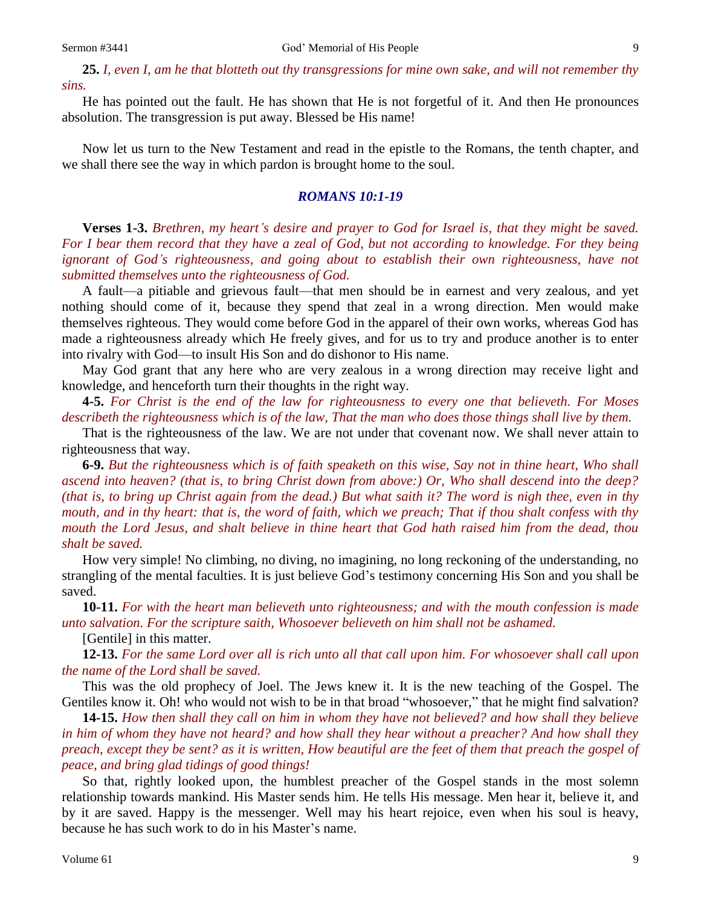**25.** *I, even I, am he that blotteth out thy transgressions for mine own sake, and will not remember thy sins.*

He has pointed out the fault. He has shown that He is not forgetful of it. And then He pronounces absolution. The transgression is put away. Blessed be His name!

Now let us turn to the New Testament and read in the epistle to the Romans, the tenth chapter, and we shall there see the way in which pardon is brought home to the soul.

### *ROMANS 10:1-19*

**Verses 1-3.** *Brethren, my heart's desire and prayer to God for Israel is, that they might be saved. For I bear them record that they have a zeal of God, but not according to knowledge. For they being ignorant of God's righteousness, and going about to establish their own righteousness, have not submitted themselves unto the righteousness of God.*

A fault—a pitiable and grievous fault—that men should be in earnest and very zealous, and yet nothing should come of it, because they spend that zeal in a wrong direction. Men would make themselves righteous. They would come before God in the apparel of their own works, whereas God has made a righteousness already which He freely gives, and for us to try and produce another is to enter into rivalry with God—to insult His Son and do dishonor to His name.

May God grant that any here who are very zealous in a wrong direction may receive light and knowledge, and henceforth turn their thoughts in the right way.

**4-5.** *For Christ is the end of the law for righteousness to every one that believeth. For Moses describeth the righteousness which is of the law, That the man who does those things shall live by them.*

That is the righteousness of the law. We are not under that covenant now. We shall never attain to righteousness that way.

**6-9.** *But the righteousness which is of faith speaketh on this wise, Say not in thine heart, Who shall ascend into heaven? (that is, to bring Christ down from above:) Or, Who shall descend into the deep? (that is, to bring up Christ again from the dead.) But what saith it? The word is nigh thee, even in thy mouth, and in thy heart: that is, the word of faith, which we preach; That if thou shalt confess with thy mouth the Lord Jesus, and shalt believe in thine heart that God hath raised him from the dead, thou shalt be saved.*

How very simple! No climbing, no diving, no imagining, no long reckoning of the understanding, no strangling of the mental faculties. It is just believe God's testimony concerning His Son and you shall be saved.

**10-11.** *For with the heart man believeth unto righteousness; and with the mouth confession is made unto salvation. For the scripture saith, Whosoever believeth on him shall not be ashamed.*

[Gentile] in this matter.

**12-13.** *For the same Lord over all is rich unto all that call upon him. For whosoever shall call upon the name of the Lord shall be saved.*

This was the old prophecy of Joel. The Jews knew it. It is the new teaching of the Gospel. The Gentiles know it. Oh! who would not wish to be in that broad "whosoever," that he might find salvation?

**14-15.** *How then shall they call on him in whom they have not believed? and how shall they believe in him of whom they have not heard? and how shall they hear without a preacher? And how shall they preach, except they be sent? as it is written, How beautiful are the feet of them that preach the gospel of peace, and bring glad tidings of good things!*

So that, rightly looked upon, the humblest preacher of the Gospel stands in the most solemn relationship towards mankind. His Master sends him. He tells His message. Men hear it, believe it, and by it are saved. Happy is the messenger. Well may his heart rejoice, even when his soul is heavy, because he has such work to do in his Master's name.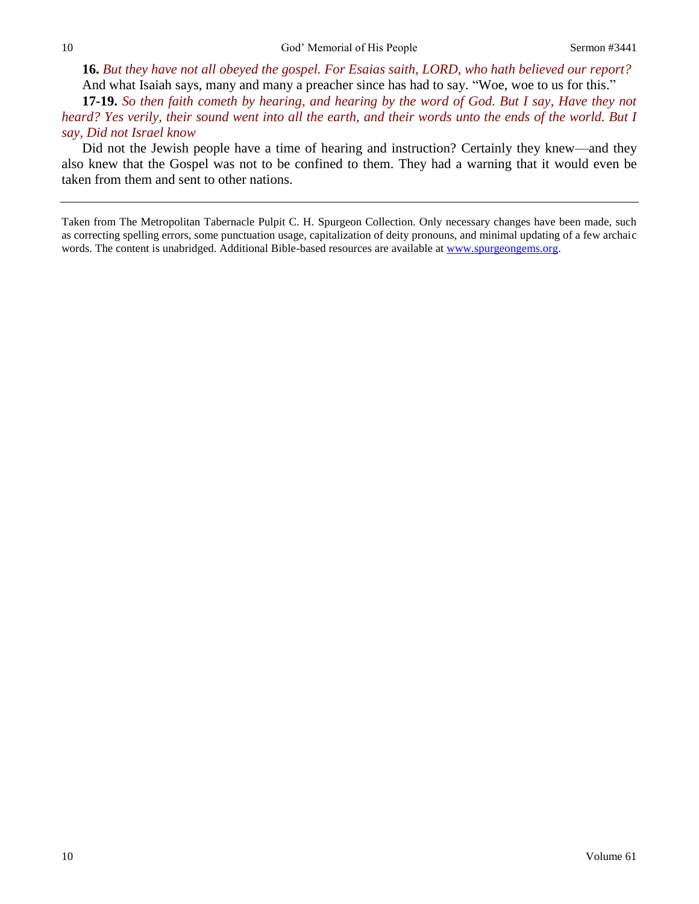**16.** *But they have not all obeyed the gospel. For Esaias saith, LORD, who hath believed our report?*

And what Isaiah says, many and many a preacher since has had to say. "Woe, woe to us for this."

**17-19.** *So then faith cometh by hearing, and hearing by the word of God. But I say, Have they not heard? Yes verily, their sound went into all the earth, and their words unto the ends of the world. But I say, Did not Israel know*

Did not the Jewish people have a time of hearing and instruction? Certainly they knew—and they also knew that the Gospel was not to be confined to them. They had a warning that it would even be taken from them and sent to other nations.

---

Taken from The Metropolitan Tabernacle Pulpit C. H. Spurgeon Collection. Only necessary changes have been made, such as correcting spelling errors, some punctuation usage, capitalization of deity pronouns, and minimal updating of a few archaic words. The content is unabridged. Additional Bible-based resources are available at [www.spurgeongems.org](http://www.spurgeongems.org).